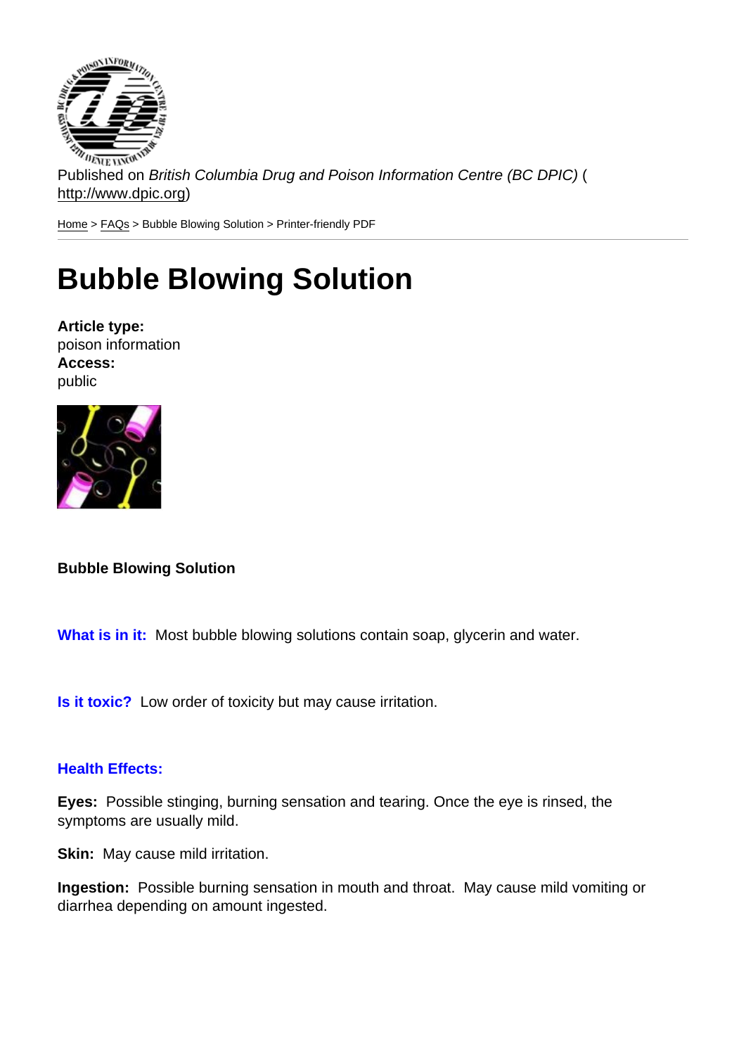Published on *British Columbia Drug and Poison Information Centre (BC DPIC)* (http://www.dpic.org)

Home > FAQs > Bubble Blowing Solution > Printer-friendly PDF

# Bubble Blowing Solution

**Article type:**
poison information
**Access:**
public

**Bubble Blowing Solution**

**What is in it:** Most bubble blowing solutions contain soap, glycerin and water.

**Is it toxic?** Low order of toxicity but may cause irritation.

**Health Effects:**

**Eyes:** Possible stinging, burning sensation and tearing. Once the eye is rinsed, the symptoms are usually mild.

**Skin:** May cause mild irritation.

**Ingestion:** Possible burning sensation in mouth and throat. May cause mild vomiting or diarrhea depending on amount ingested.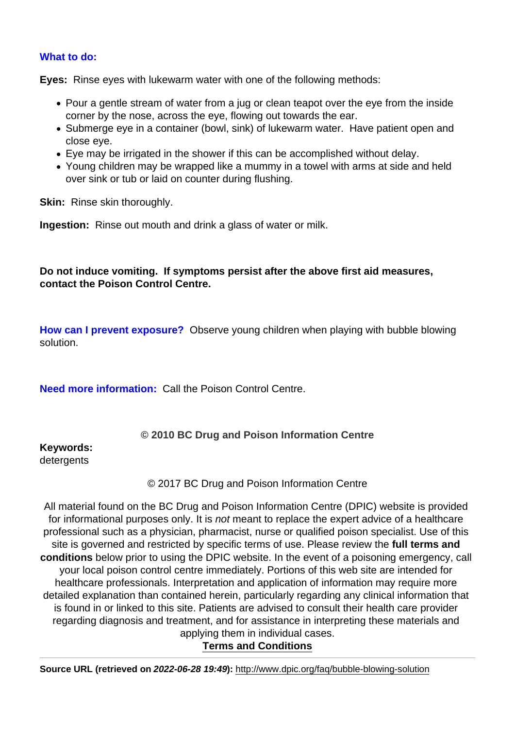### What to do:

**Eyes:** Rinse eyes with lukewarm water with one of the following methods:

- Pour a gentle stream of water from a jug or clean teapot over the eye from the inside corner by the nose, across the eye, flowing out towards the ear.
- Submerge eye in a container (bowl, sink) of lukewarm water. Have patient open and close eye.
- Eye may be irrigated in the shower if this can be accomplished without delay.
- Young children may be wrapped like a mummy in a towel with arms at side and held over sink or tub or laid on counter during flushing.

**Skin:** Rinse skin thoroughly.

**Ingestion:** Rinse out mouth and drink a glass of water or milk.

**Do not induce vomiting. If symptoms persist after the above first aid measures, contact the Poison Control Centre.**

**How can I prevent exposure?** Observe young children when playing with bubble blowing solution.

**Need more information:** Call the Poison Control Centre.

**© 2010 BC Drug and Poison Information Centre**

**Keywords:**
detergents

© 2017 BC Drug and Poison Information Centre

All material found on the BC Drug and Poison Information Centre (DPIC) website is provided for informational purposes only. It is *not* meant to replace the expert advice of a healthcare professional such as a physician, pharmacist, nurse or qualified poison specialist. Use of this site is governed and restricted by specific terms of use. Please review the **full terms and conditions** below prior to using the DPIC website. In the event of a poisoning emergency, call your local poison control centre immediately. Portions of this web site are intended for healthcare professionals. Interpretation and application of information may require more detailed explanation than contained herein, particularly regarding any clinical information that is found in or linked to this site. Patients are advised to consult their health care provider regarding diagnosis and treatment, and for assistance in interpreting these materials and applying them in individual cases.

**Terms and Conditions**

**Source URL (retrieved on *2022-06-28 19:49*):** http://www.dpic.org/faq/bubble-blowing-solution